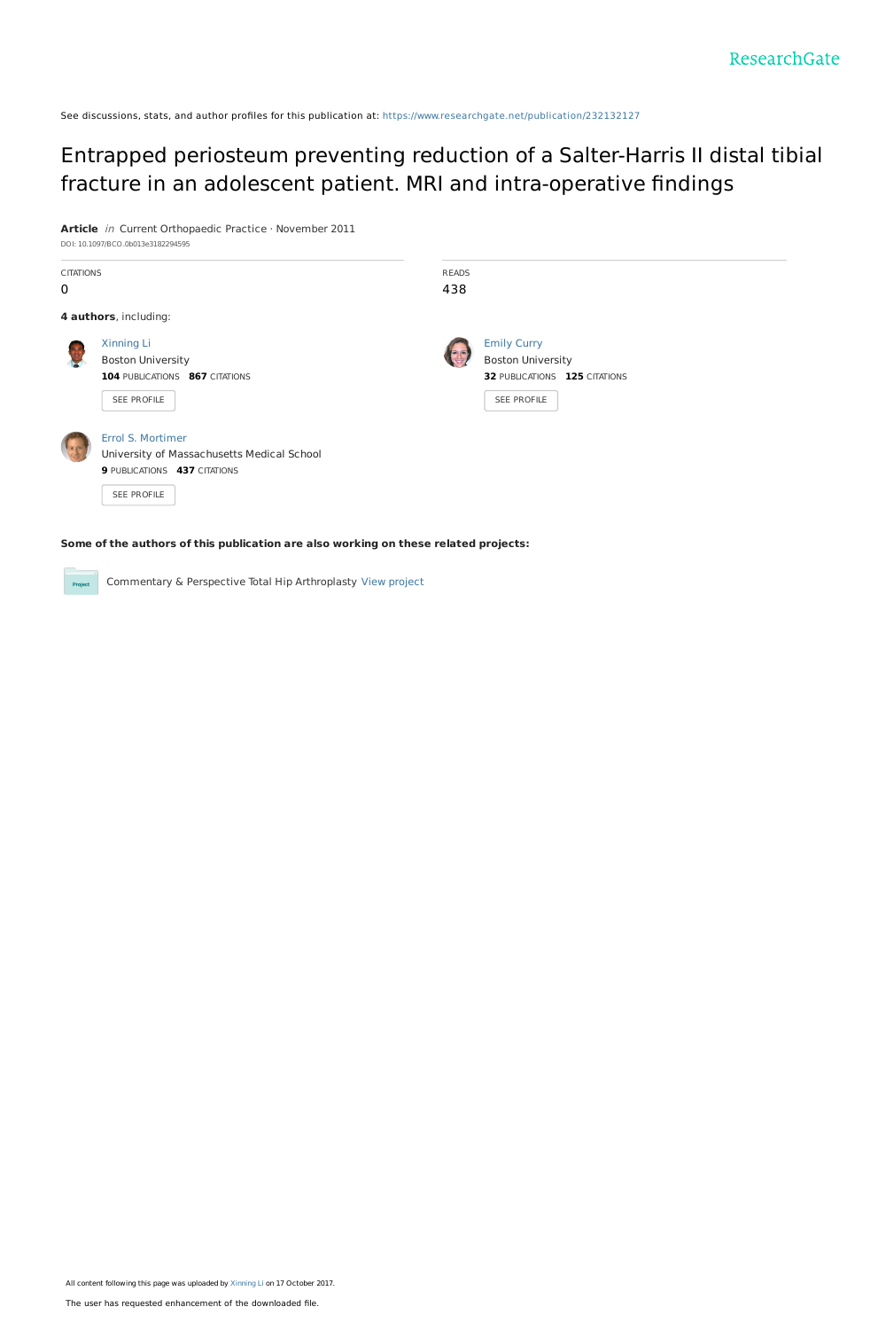See discussions, stats, and author profiles for this publication at: https://www.researchgate.net/publication/232132127

# Entrapped periosteum preventing reduction of a Salter-Harris II distal tibial fracture in an adolescent patient. MRI and intra-operative findings

**Article** *in* Current Orthopaedic Practice · November 2011

DOI: 10.1097/BCO.0b013e3182294595

| CITATIONS | READS |
|---|---|
| 0 | 438 |

**4 authors**, including:

Xinning Li
Boston University
**104** PUBLICATIONS **867** CITATIONS
SEE PROFILE

Emily Curry
Boston University
**32** PUBLICATIONS **125** CITATIONS
SEE PROFILE

Errol S. Mortimer
University of Massachusetts Medical School
**9** PUBLICATIONS **437** CITATIONS
SEE PROFILE

**Some of the authors of this publication are also working on these related projects:**

Commentary & Perspective Total Hip Arthroplasty View project

All content following this page was uploaded by Xinning Li on 17 October 2017.

The user has requested enhancement of the downloaded file.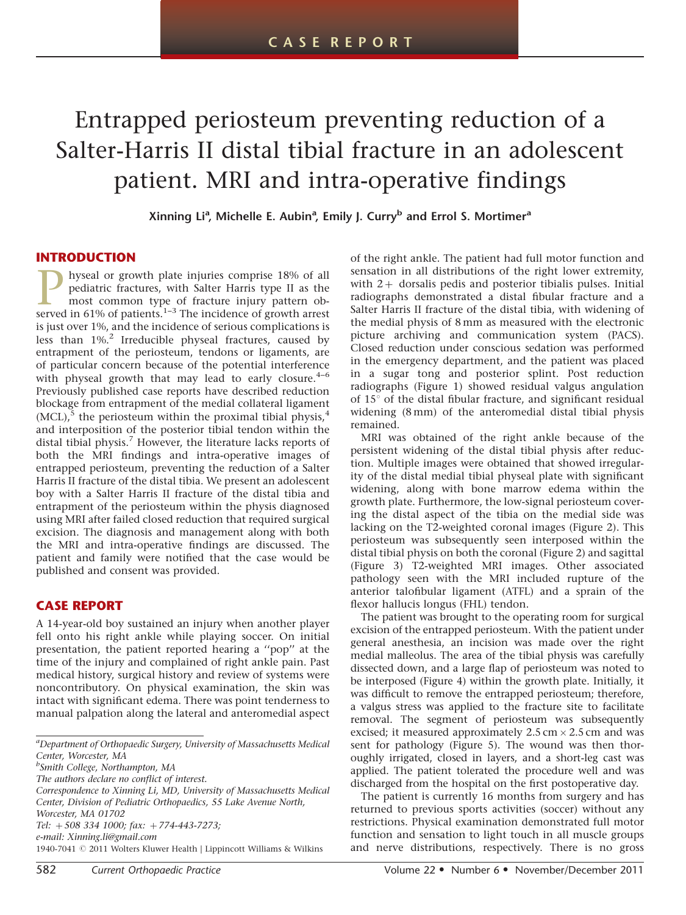CASE REPORT

# Entrapped periosteum preventing reduction of a Salter-Harris II distal tibial fracture in an adolescent patient. MRI and intra-operative findings

**Xinning Li[a], Michelle E. Aubin[a], Emily J. Curry[b] and Errol S. Mortimer[a]**

## INTRODUCTION

Physeal or growth plate injuries comprise 18% of all pediatric fractures, with Salter Harris type II as the most common type of fracture injury pattern observed in 61% of patients.[1–3] The incidence of growth arrest is just over 1%, and the incidence of serious complications is less than 1%.[2] Irreducible physeal fractures, caused by entrapment of the periosteum, tendons or ligaments, are of particular concern because of the potential interference with physeal growth that may lead to early closure.[4–6] Previously published case reports have described reduction blockage from entrapment of the medial collateral ligament (MCL),[5] the periosteum within the proximal tibial physis,[4] and interposition of the posterior tibial tendon within the distal tibial physis.[7] However, the literature lacks reports of both the MRI findings and intra-operative images of entrapped periosteum, preventing the reduction of a Salter Harris II fracture of the distal tibia. We present an adolescent boy with a Salter Harris II fracture of the distal tibia and entrapment of the periosteum within the physis diagnosed using MRI after failed closed reduction that required surgical excision. The diagnosis and management along with both the MRI and intra-operative findings are discussed. The patient and family were notified that the case would be published and consent was provided.

## CASE REPORT

A 14-year-old boy sustained an injury when another player fell onto his right ankle while playing soccer. On initial presentation, the patient reported hearing a ''pop'' at the time of the injury and complained of right ankle pain. Past medical history, surgical history and review of systems were noncontributory. On physical examination, the skin was intact with significant edema. There was point tenderness to manual palpation along the lateral and anteromedial aspect of the right ankle. The patient had full motor function and sensation in all distributions of the right lower extremity, with 2+ dorsalis pedis and posterior tibialis pulses. Initial radiographs demonstrated a distal fibular fracture and a Salter Harris II fracture of the distal tibia, with widening of the medial physis of 8 mm as measured with the electronic picture archiving and communication system (PACS). Closed reduction under conscious sedation was performed in the emergency department, and the patient was placed in a sugar tong and posterior splint. Post reduction radiographs (Figure 1) showed residual valgus angulation of 15° of the distal fibular fracture, and significant residual widening (8 mm) of the anteromedial distal tibial physis remained.

MRI was obtained of the right ankle because of the persistent widening of the distal tibial physis after reduction. Multiple images were obtained that showed irregularity of the distal medial tibial physeal plate with significant widening, along with bone marrow edema within the growth plate. Furthermore, the low-signal periosteum covering the distal aspect of the tibia on the medial side was lacking on the T2-weighted coronal images (Figure 2). This periosteum was subsequently seen interposed within the distal tibial physis on both the coronal (Figure 2) and sagittal (Figure 3) T2-weighted MRI images. Other associated pathology seen with the MRI included rupture of the anterior talofibular ligament (ATFL) and a sprain of the flexor hallucis longus (FHL) tendon.

The patient was brought to the operating room for surgical excision of the entrapped periosteum. With the patient under general anesthesia, an incision was made over the right medial malleolus. The area of the tibial physis was carefully dissected down, and a large flap of periosteum was noted to be interposed (Figure 4) within the growth plate. Initially, it was difficult to remove the entrapped periosteum; therefore, a valgus stress was applied to the fracture site to facilitate removal. The segment of periosteum was subsequently excised; it measured approximately 2.5 cm × 2.5 cm and was sent for pathology (Figure 5). The wound was then thoroughly irrigated, closed in layers, and a short-leg cast was applied. The patient tolerated the procedure well and was discharged from the hospital on the first postoperative day.

The patient is currently 16 months from surgery and has returned to previous sports activities (soccer) without any restrictions. Physical examination demonstrated full motor function and sensation to light touch in all muscle groups and nerve distributions, respectively. There is no gross

[a]Department of Orthopaedic Surgery, University of Massachusetts Medical Center, Worcester, MA

[b]Smith College, Northampton, MA

The authors declare no conflict of interest.

Correspondence to Xinning Li, MD, University of Massachusetts Medical Center, Division of Pediatric Orthopaedics, 55 Lake Avenue North, Worcester, MA 01702

Tel: +508 334 1000; fax: +774-443-7273;

e-mail: Xinning.li@gmail.com

1940-7041 © 2011 Wolters Kluwer Health | Lippincott Williams & Wilkins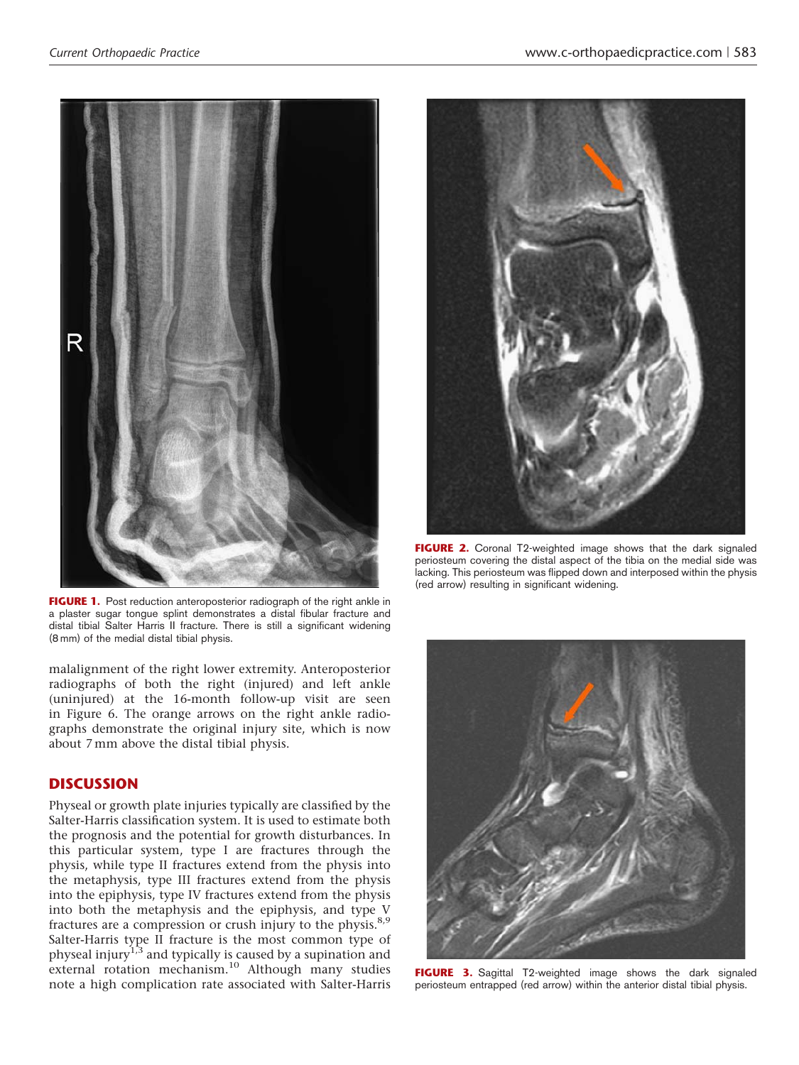FIGURE 1. Post reduction anteroposterior radiograph of the right ankle in a plaster sugar tongue splint demonstrates a distal fibular fracture and distal tibial Salter Harris II fracture. There is still a significant widening (8 mm) of the medial distal tibial physis.

FIGURE 2. Coronal T2-weighted image shows that the dark signaled periosteum covering the distal aspect of the tibia on the medial side was lacking. This periosteum was flipped down and interposed within the physis (red arrow) resulting in significant widening.

FIGURE 3. Sagittal T2-weighted image shows the dark signaled periosteum entrapped (red arrow) within the anterior distal tibial physis.

malalignment of the right lower extremity. Anteroposterior radiographs of both the right (injured) and left ankle (uninjured) at the 16-month follow-up visit are seen in Figure 6. The orange arrows on the right ankle radiographs demonstrate the original injury site, which is now about 7 mm above the distal tibial physis.

## DISCUSSION

Physeal or growth plate injuries typically are classified by the Salter-Harris classification system. It is used to estimate both the prognosis and the potential for growth disturbances. In this particular system, type I are fractures through the physis, while type II fractures extend from the physis into the metaphysis, type III fractures extend from the physis into the epiphysis, type IV fractures extend from the physis into both the metaphysis and the epiphysis, and type V fractures are a compression or crush injury to the physis.[8,9] Salter-Harris type II fracture is the most common type of physeal injury[1,3] and typically is caused by a supination and external rotation mechanism.[10] Although many studies note a high complication rate associated with Salter-Harris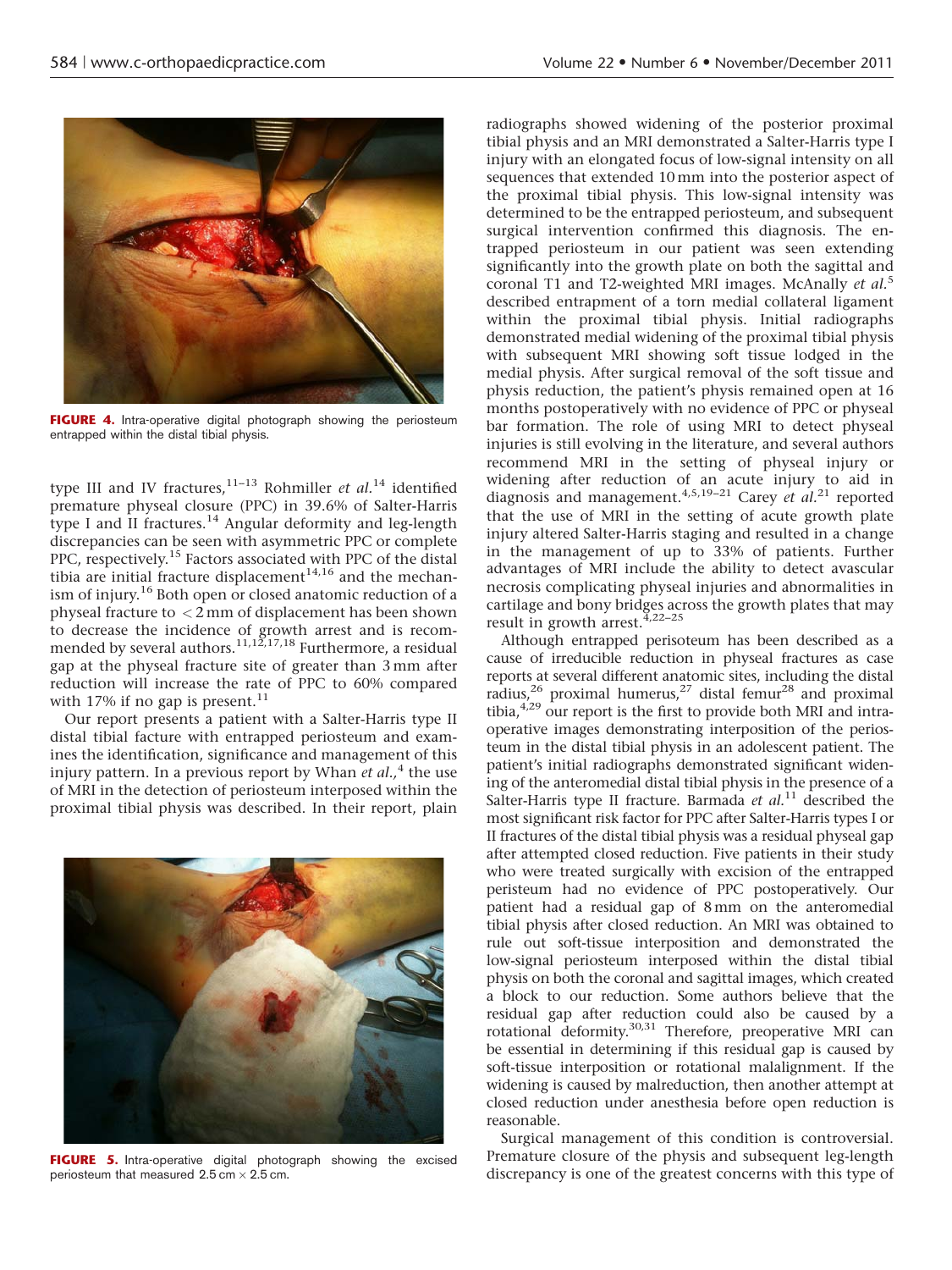FIGURE 4. Intra-operative digital photograph showing the periosteum entrapped within the distal tibial physis.

type III and IV fractures,[11–13] Rohmiller *et al.*[14] identified premature physeal closure (PPC) in 39.6% of Salter-Harris type I and II fractures.[14] Angular deformity and leg-length discrepancies can be seen with asymmetric PPC or complete PPC, respectively.[15] Factors associated with PPC of the distal tibia are initial fracture displacement[14,16] and the mechanism of injury.[16] Both open or closed anatomic reduction of a physeal fracture to $<2$ mm of displacement has been shown to decrease the incidence of growth arrest and is recommended by several authors.[11,12,17,18] Furthermore, a residual gap at the physeal fracture site of greater than 3 mm after reduction will increase the rate of PPC to 60% compared with 17% if no gap is present.[11]

Our report presents a patient with a Salter-Harris type II distal tibial facture with entrapped periosteum and examines the identification, significance and management of this injury pattern. In a previous report by Whan *et al.,*[4] the use of MRI in the detection of periosteum interposed within the proximal tibial physis was described. In their report, plain radiographs showed widening of the posterior proximal tibial physis and an MRI demonstrated a Salter-Harris type I injury with an elongated focus of low-signal intensity on all sequences that extended 10 mm into the posterior aspect of the proximal tibial physis. This low-signal intensity was determined to be the entrapped periosteum, and subsequent surgical intervention confirmed this diagnosis. The entrapped periosteum in our patient was seen extending significantly into the growth plate on both the sagittal and coronal T1 and T2-weighted MRI images. McAnally *et al.*[5] described entrapment of a torn medial collateral ligament within the proximal tibial physis. Initial radiographs demonstrated medial widening of the proximal tibial physis with subsequent MRI showing soft tissue lodged in the medial physis. After surgical removal of the soft tissue and physis reduction, the patient's physis remained open at 16 months postoperatively with no evidence of PPC or physeal bar formation. The role of using MRI to detect physeal injuries is still evolving in the literature, and several authors recommend MRI in the setting of physeal injury or widening after reduction of an acute injury to aid in diagnosis and management.[4,5,19–21] Carey *et al.*[21] reported that the use of MRI in the setting of acute growth plate injury altered Salter-Harris staging and resulted in a change in the management of up to 33% of patients. Further advantages of MRI include the ability to detect avascular necrosis complicating physeal injuries and abnormalities in cartilage and bony bridges across the growth plates that may result in growth arrest.[4,22–25]

Although entrapped perisoteum has been described as a cause of irreducible reduction in physeal fractures as case reports at several different anatomic sites, including the distal radius,[26] proximal humerus,[27] distal femur[28] and proximal tibia,[4,29] our report is the first to provide both MRI and intra-operative images demonstrating interposition of the periosteum in the distal tibial physis in an adolescent patient. The patient's initial radiographs demonstrated significant widening of the anteromedial distal tibial physis in the presence of a Salter-Harris type II fracture. Barmada *et al.*[11] described the most significant risk factor for PPC after Salter-Harris types I or II fractures of the distal tibial physis was a residual physeal gap after attempted closed reduction. Five patients in their study who were treated surgically with excision of the entrapped peristeum had no evidence of PPC postoperatively. Our patient had a residual gap of 8 mm on the anteromedial tibial physis after closed reduction. An MRI was obtained to rule out soft-tissue interposition and demonstrated the low-signal periosteum interposed within the distal tibial physis on both the coronal and sagittal images, which created a block to our reduction. Some authors believe that the residual gap after reduction could also be caused by a rotational deformity.[30,31] Therefore, preoperative MRI can be essential in determining if this residual gap is caused by soft-tissue interposition or rotational malalignment. If the widening is caused by malreduction, then another attempt at closed reduction under anesthesia before open reduction is reasonable.

FIGURE 5. Intra-operative digital photograph showing the excised periosteum that measured 2.5 cm × 2.5 cm.

Surgical management of this condition is controversial. Premature closure of the physis and subsequent leg-length discrepancy is one of the greatest concerns with this type of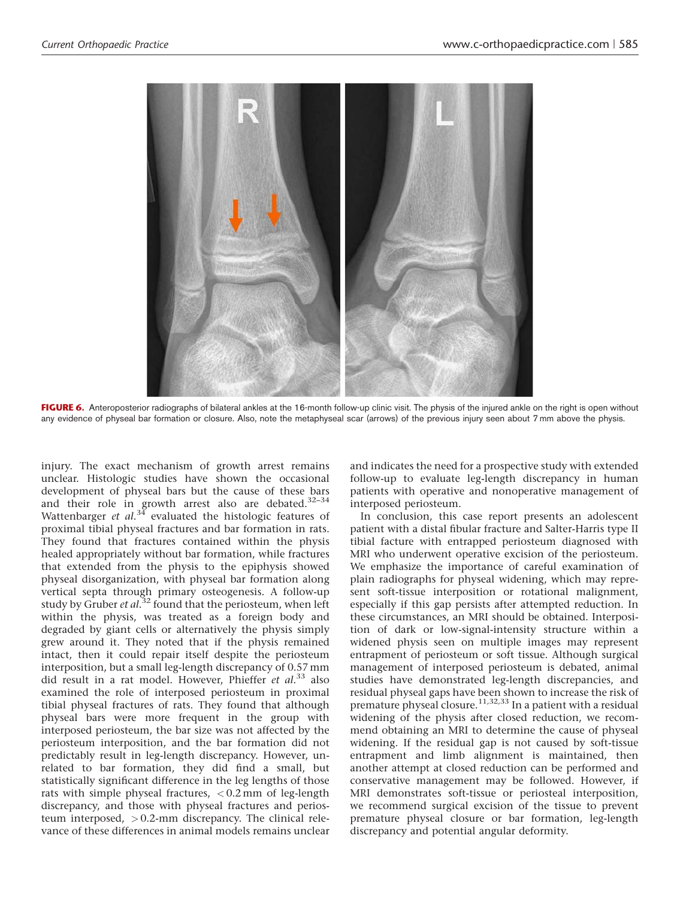FIGURE 6. Anteroposterior radiographs of bilateral ankles at the 16-month follow-up clinic visit. The physis of the injured ankle on the right is open without any evidence of physeal bar formation or closure. Also, note the metaphyseal scar (arrows) of the previous injury seen about 7 mm above the physis.

injury. The exact mechanism of growth arrest remains unclear. Histologic studies have shown the occasional development of physeal bars but the cause of these bars and their role in growth arrest also are debated.[32–34] Wattenbarger *et al.*[34] evaluated the histologic features of proximal tibial physeal fractures and bar formation in rats. They found that fractures contained within the physis healed appropriately without bar formation, while fractures that extended from the physis to the epiphysis showed physeal disorganization, with physeal bar formation along vertical septa through primary osteogenesis. A follow-up study by Gruber *et al.*[32] found that the periosteum, when left within the physis, was treated as a foreign body and degraded by giant cells or alternatively the physis simply grew around it. They noted that if the physis remained intact, then it could repair itself despite the periosteum interposition, but a small leg-length discrepancy of 0.57 mm did result in a rat model. However, Phieffer *et al.*[33] also examined the role of interposed periosteum in proximal tibial physeal fractures of rats. They found that although physeal bars were more frequent in the group with interposed periosteum, the bar size was not affected by the periosteum interposition, and the bar formation did not predictably result in leg-length discrepancy. However, unrelated to bar formation, they did find a small, but statistically significant difference in the leg lengths of those rats with simple physeal fractures, $<0.2$ mm of leg-length discrepancy, and those with physeal fractures and periosteum interposed, $>0.2$-mm discrepancy. The clinical relevance of these differences in animal models remains unclear and indicates the need for a prospective study with extended follow-up to evaluate leg-length discrepancy in human patients with operative and nonoperative management of interposed periosteum.

In conclusion, this case report presents an adolescent patient with a distal fibular fracture and Salter-Harris type II tibial facture with entrapped periosteum diagnosed with MRI who underwent operative excision of the periosteum. We emphasize the importance of careful examination of plain radiographs for physeal widening, which may represent soft-tissue interposition or rotational malignment, especially if this gap persists after attempted reduction. In these circumstances, an MRI should be obtained. Interposition of dark or low-signal-intensity structure within a widened physis seen on multiple images may represent entrapment of periosteum or soft tissue. Although surgical management of interposed periosteum is debated, animal studies have demonstrated leg-length discrepancies, and residual physeal gaps have been shown to increase the risk of premature physeal closure.[11,32,33] In a patient with a residual widening of the physis after closed reduction, we recommend obtaining an MRI to determine the cause of physeal widening. If the residual gap is not caused by soft-tissue entrapment and limb alignment is maintained, then another attempt at closed reduction can be performed and conservative management may be followed. However, if MRI demonstrates soft-tissue or periosteal interposition, we recommend surgical excision of the tissue to prevent premature physeal closure or bar formation, leg-length discrepancy and potential angular deformity.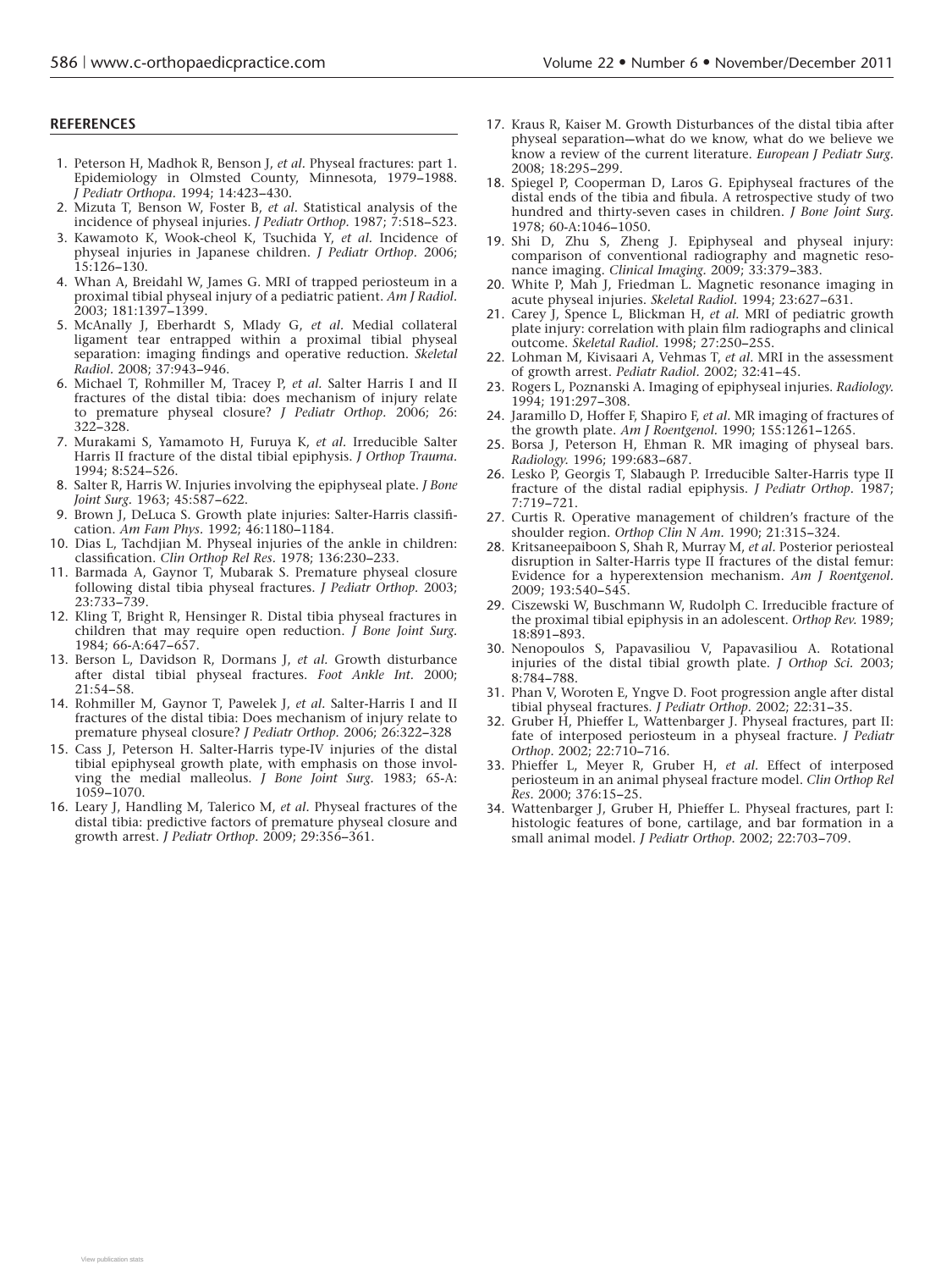## REFERENCES

1. Peterson H, Madhok R, Benson J, *et al*. Physeal fractures: part 1. Epidemiology in Olmsted County, Minnesota, 1979–1988. *J Pediatr Orthopa*. 1994; 14:423–430.
2. Mizuta T, Benson W, Foster B, *et al*. Statistical analysis of the incidence of physeal injuries. *J Pediatr Orthop*. 1987; 7:518–523.
3. Kawamoto K, Wook-cheol K, Tsuchida Y, *et al*. Incidence of physeal injuries in Japanese children. *J Pediatr Orthop*. 2006; 15:126–130.
4. Whan A, Breidahl W, James G. MRI of trapped periosteum in a proximal tibial physeal injury of a pediatric patient. *Am J Radiol*. 2003; 181:1397–1399.
5. McAnally J, Eberhardt S, Mlady G, *et al*. Medial collateral ligament tear entrapped within a proximal tibial physeal separation: imaging findings and operative reduction. *Skeletal Radiol*. 2008; 37:943–946.
6. Michael T, Rohmiller M, Tracey P, *et al*. Salter Harris I and II fractures of the distal tibia: does mechanism of injury relate to premature physeal closure? *J Pediatr Orthop*. 2006; 26: 322–328.
7. Murakami S, Yamamoto H, Furuya K, *et al*. Irreducible Salter Harris II fracture of the distal tibial epiphysis. *J Orthop Trauma*. 1994; 8:524–526.
8. Salter R, Harris W. Injuries involving the epiphyseal plate. *J Bone Joint Surg*. 1963; 45:587–622.
9. Brown J, DeLuca S. Growth plate injuries: Salter-Harris classification. *Am Fam Phys*. 1992; 46:1180–1184.
10. Dias L, Tachdjian M. Physeal injuries of the ankle in children: classification. *Clin Orthop Rel Res*. 1978; 136:230–233.
11. Barmada A, Gaynor T, Mubarak S. Premature physeal closure following distal tibia physeal fractures. *J Pediatr Orthop*. 2003; 23:733–739.
12. Kling T, Bright R, Hensinger R. Distal tibia physeal fractures in children that may require open reduction. *J Bone Joint Surg*. 1984; 66-A:647–657.
13. Berson L, Davidson R, Dormans J, *et al*. Growth disturbance after distal tibial physeal fractures. *Foot Ankle Int*. 2000; 21:54–58.
14. Rohmiller M, Gaynor T, Pawelek J, *et al*. Salter-Harris I and II fractures of the distal tibia: Does mechanism of injury relate to premature physeal closure? *J Pediatr Orthop*. 2006; 26:322–328
15. Cass J, Peterson H. Salter-Harris type-IV injuries of the distal tibial epiphyseal growth plate, with emphasis on those involving the medial malleolus. *J Bone Joint Surg*. 1983; 65-A: 1059–1070.
16. Leary J, Handling M, Talerico M, *et al*. Physeal fractures of the distal tibia: predictive factors of premature physeal closure and growth arrest. *J Pediatr Orthop*. 2009; 29:356–361.
17. Kraus R, Kaiser M. Growth Disturbances of the distal tibia after physeal separation—what do we know, what do we believe we know a review of the current literature. *European J Pediatr Surg*. 2008; 18:295–299.
18. Spiegel P, Cooperman D, Laros G. Epiphyseal fractures of the distal ends of the tibia and fibula. A retrospective study of two hundred and thirty-seven cases in children. *J Bone Joint Surg*. 1978; 60-A:1046–1050.
19. Shi D, Zhu S, Zheng J. Epiphyseal and physeal injury: comparison of conventional radiography and magnetic resonance imaging. *Clinical Imaging*. 2009; 33:379–383.
20. White P, Mah J, Friedman L. Magnetic resonance imaging in acute physeal injuries. *Skeletal Radiol*. 1994; 23:627–631.
21. Carey J, Spence L, Blickman H, *et al*. MRI of pediatric growth plate injury: correlation with plain film radiographs and clinical outcome. *Skeletal Radiol*. 1998; 27:250–255.
22. Lohman M, Kivisaari A, Vehmas T, *et al*. MRI in the assessment of growth arrest. *Pediatr Radiol*. 2002; 32:41–45.
23. Rogers L, Poznanski A. Imaging of epiphyseal injuries. *Radiology*. 1994; 191:297–308.
24. Jaramillo D, Hoffer F, Shapiro F, *et al*. MR imaging of fractures of the growth plate. *Am J Roentgenol*. 1990; 155:1261–1265.
25. Borsa J, Peterson H, Ehman R. MR imaging of physeal bars. *Radiology*. 1996; 199:683–687.
26. Lesko P, Georgis T, Slabaugh P. Irreducible Salter-Harris type II fracture of the distal radial epiphysis. *J Pediatr Orthop*. 1987; 7:719–721.
27. Curtis R. Operative management of children's fracture of the shoulder region. *Orthop Clin N Am*. 1990; 21:315–324.
28. Kritsaneepaiboon S, Shah R, Murray M, *et al*. Posterior periosteal disruption in Salter-Harris type II fractures of the distal femur: Evidence for a hyperextension mechanism. *Am J Roentgenol*. 2009; 193:540–545.
29. Ciszewski W, Buschmann W, Rudolph C. Irreducible fracture of the proximal tibial epiphysis in an adolescent. *Orthop Rev*. 1989; 18:891–893.
30. Nenopoulos S, Papavasiliou V, Papavasiliou A. Rotational injuries of the distal tibial growth plate. *J Orthop Sci*. 2003; 8:784–788.
31. Phan V, Woroten E, Yngve D. Foot progression angle after distal tibial physeal fractures. *J Pediatr Orthop*. 2002; 22:31–35.
32. Gruber H, Phieffer L, Wattenbarger J. Physeal fractures, part II: fate of interposed periosteum in a physeal fracture. *J Pediatr Orthop*. 2002; 22:710–716.
33. Phieffer L, Meyer R, Gruber H, *et al*. Effect of interposed periosteum in an animal physeal fracture model. *Clin Orthop Rel Res*. 2000; 376:15–25.
34. Wattenbarger J, Gruber H, Phieffer L. Physeal fractures, part I: histologic features of bone, cartilage, and bar formation in a small animal model. *J Pediatr Orthop*. 2002; 22:703–709.